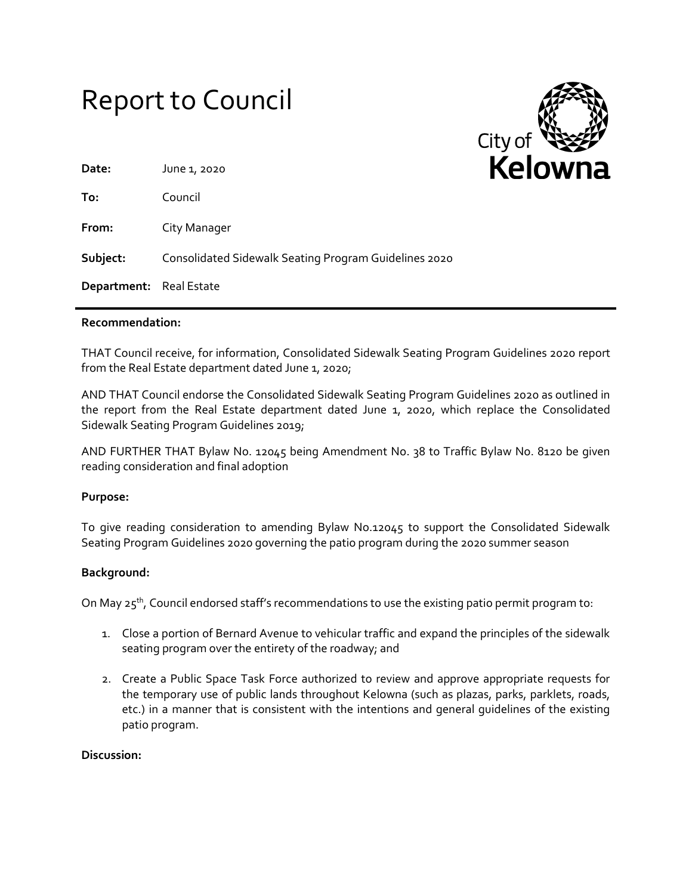# Report to Council

City of Kelowna

**Date:** June 1, 2020

**To:** Council

**From:** City Manager

**Subject:** Consolidated Sidewalk Seating Program Guidelines 2020

**Department:** Real Estate

---

**Recommendation:**

THAT Council receive, for information, Consolidated Sidewalk Seating Program Guidelines 2020 report from the Real Estate department dated June 1, 2020;

AND THAT Council endorse the Consolidated Sidewalk Seating Program Guidelines 2020 as outlined in the report from the Real Estate department dated June 1, 2020, which replace the Consolidated Sidewalk Seating Program Guidelines 2019;

AND FURTHER THAT Bylaw No. 12045 being Amendment No. 38 to Traffic Bylaw No. 8120 be given reading consideration and final adoption

**Purpose:**

To give reading consideration to amending Bylaw No.12045 to support the Consolidated Sidewalk Seating Program Guidelines 2020 governing the patio program during the 2020 summer season

**Background:**

On May 25th, Council endorsed staff's recommendations to use the existing patio permit program to:

1. Close a portion of Bernard Avenue to vehicular traffic and expand the principles of the sidewalk seating program over the entirety of the roadway; and
2. Create a Public Space Task Force authorized to review and approve appropriate requests for the temporary use of public lands throughout Kelowna (such as plazas, parks, parklets, roads, etc.) in a manner that is consistent with the intentions and general guidelines of the existing patio program.

**Discussion:**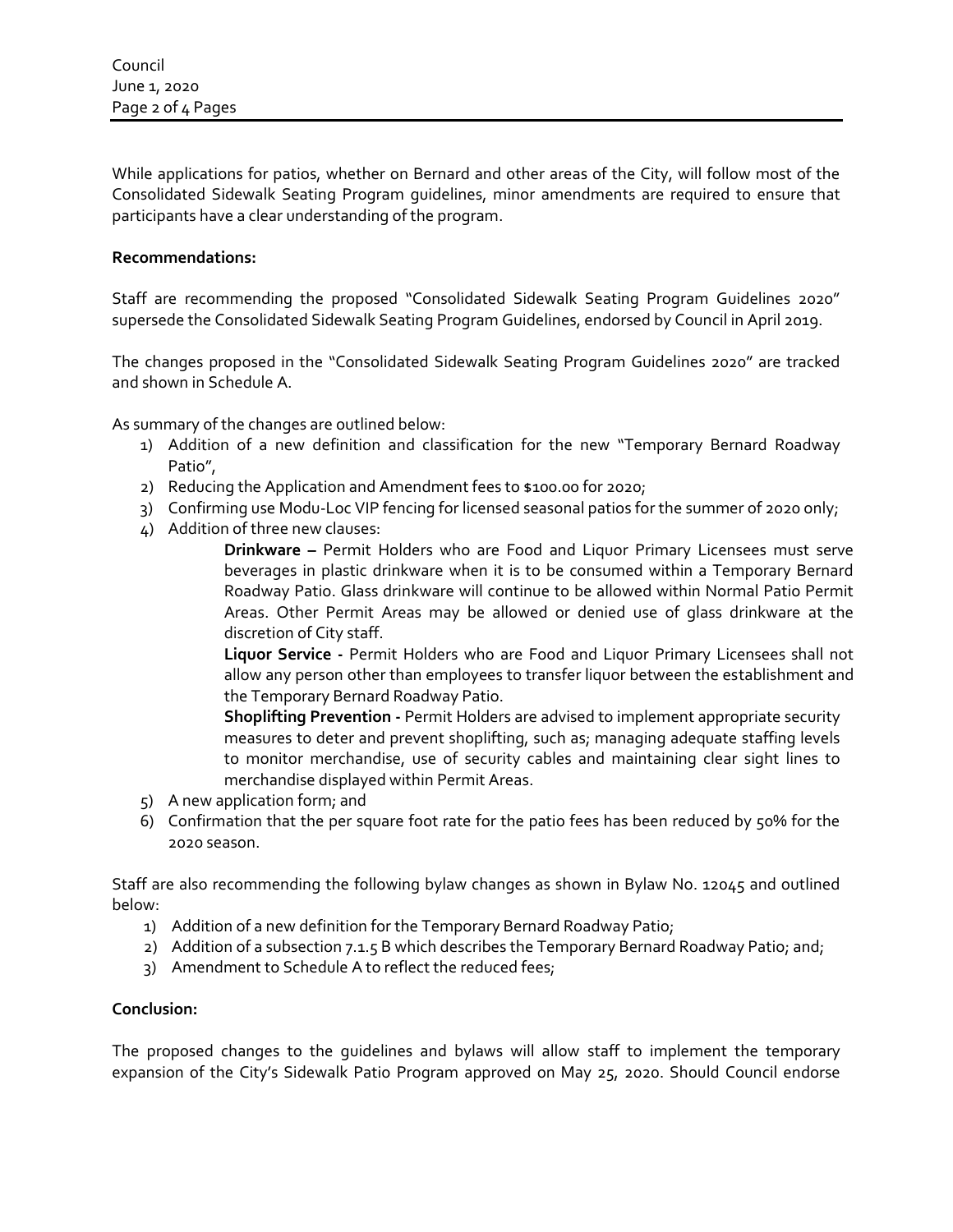While applications for patios, whether on Bernard and other areas of the City, will follow most of the Consolidated Sidewalk Seating Program guidelines, minor amendments are required to ensure that participants have a clear understanding of the program.

**Recommendations:**

Staff are recommending the proposed "Consolidated Sidewalk Seating Program Guidelines 2020" supersede the Consolidated Sidewalk Seating Program Guidelines, endorsed by Council in April 2019.

The changes proposed in the "Consolidated Sidewalk Seating Program Guidelines 2020" are tracked and shown in Schedule A.

As summary of the changes are outlined below:

1) Addition of a new definition and classification for the new "Temporary Bernard Roadway Patio",
2) Reducing the Application and Amendment fees to $100.00 for 2020;
3) Confirming use Modu-Loc VIP fencing for licensed seasonal patios for the summer of 2020 only;
4) Addition of three new clauses:

   **Drinkware –** Permit Holders who are Food and Liquor Primary Licensees must serve beverages in plastic drinkware when it is to be consumed within a Temporary Bernard Roadway Patio. Glass drinkware will continue to be allowed within Normal Patio Permit Areas. Other Permit Areas may be allowed or denied use of glass drinkware at the discretion of City staff.

   **Liquor Service -** Permit Holders who are Food and Liquor Primary Licensees shall not allow any person other than employees to transfer liquor between the establishment and the Temporary Bernard Roadway Patio.

   **Shoplifting Prevention -** Permit Holders are advised to implement appropriate security measures to deter and prevent shoplifting, such as; managing adequate staffing levels to monitor merchandise, use of security cables and maintaining clear sight lines to merchandise displayed within Permit Areas.
5) A new application form; and
6) Confirmation that the per square foot rate for the patio fees has been reduced by 50% for the 2020 season.

Staff are also recommending the following bylaw changes as shown in Bylaw No. 12045 and outlined below:

1) Addition of a new definition for the Temporary Bernard Roadway Patio;
2) Addition of a subsection 7.1.5 B which describes the Temporary Bernard Roadway Patio; and;
3) Amendment to Schedule A to reflect the reduced fees;

**Conclusion:**

The proposed changes to the guidelines and bylaws will allow staff to implement the temporary expansion of the City's Sidewalk Patio Program approved on May 25, 2020. Should Council endorse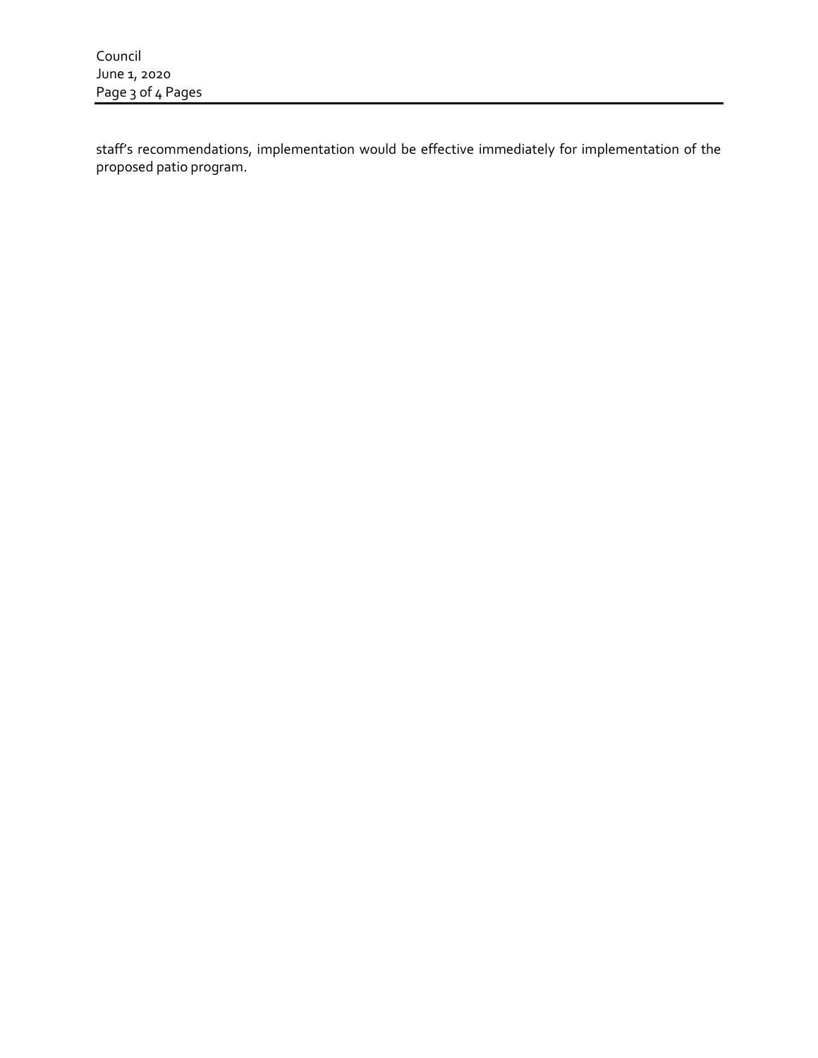staff's recommendations, implementation would be effective immediately for implementation of the proposed patio program.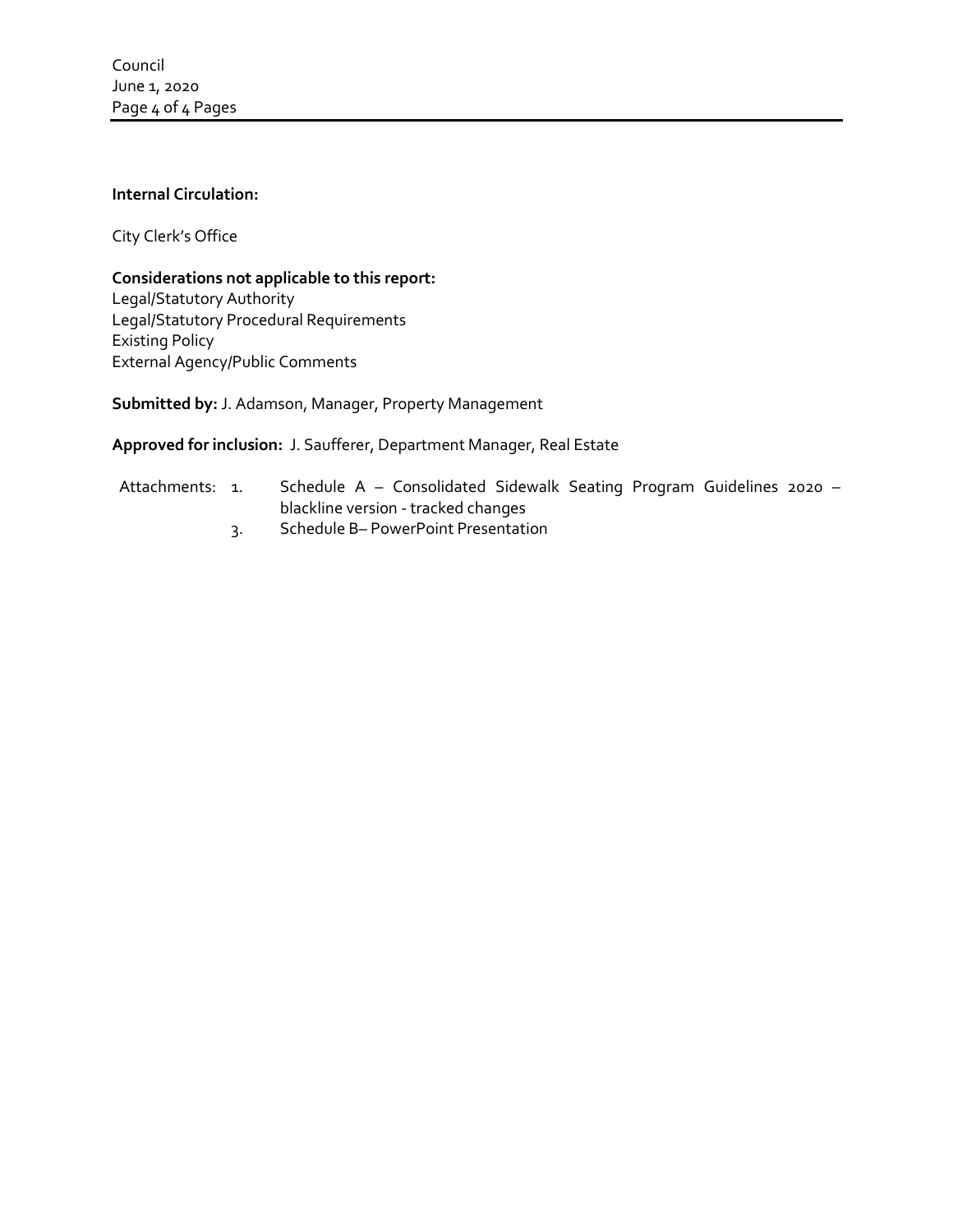**Internal Circulation:**

City Clerk's Office

**Considerations not applicable to this report:**
Legal/Statutory Authority
Legal/Statutory Procedural Requirements
Existing Policy
External Agency/Public Comments

**Submitted by:** J. Adamson, Manager, Property Management

**Approved for inclusion:** J. Saufferer, Department Manager, Real Estate

Attachments:
1. Schedule A – Consolidated Sidewalk Seating Program Guidelines 2020 – blackline version - tracked changes
3. Schedule B– PowerPoint Presentation